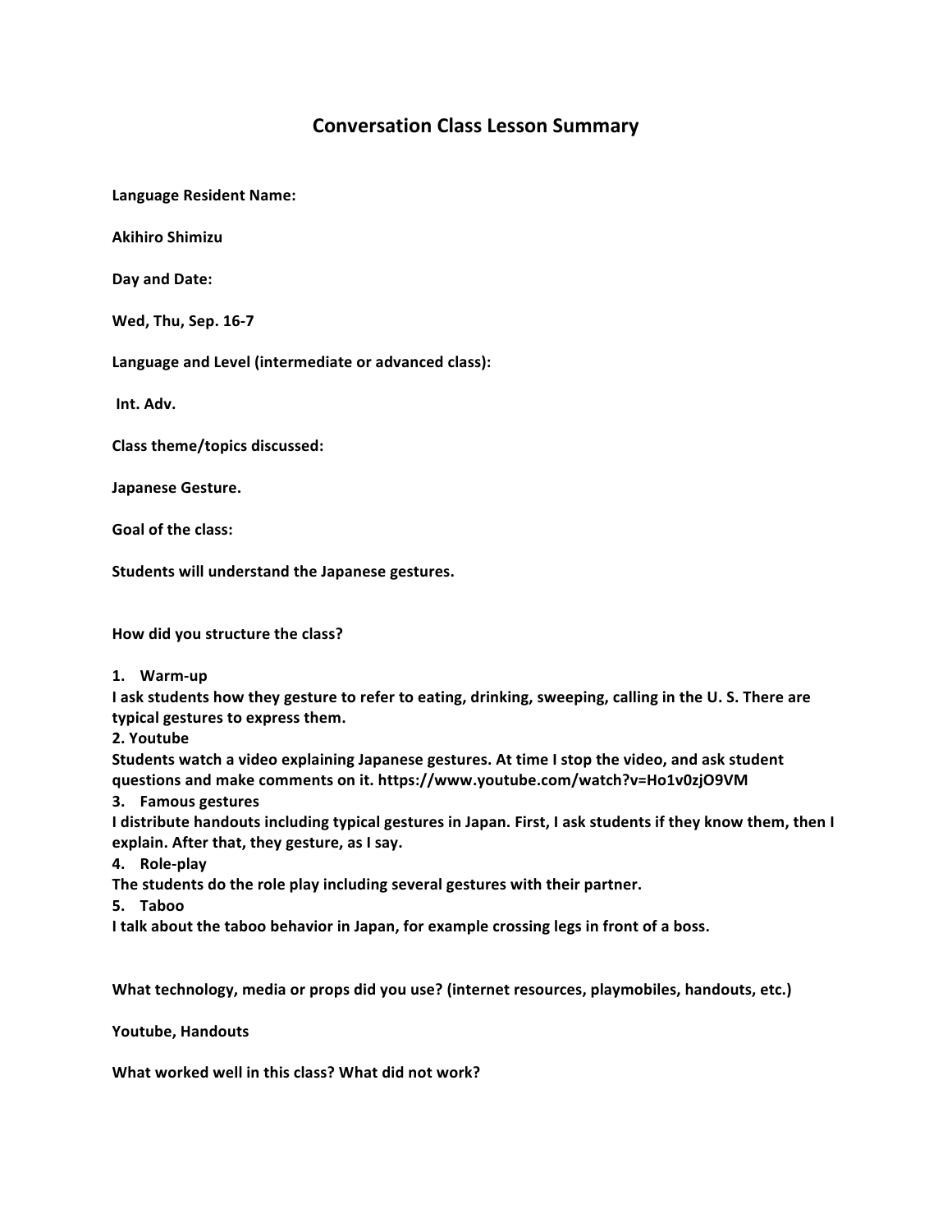# Conversation Class Lesson Summary

**Language Resident Name:**

**Akihiro Shimizu**

**Day and Date:**

**Wed, Thu, Sep. 16-7**

**Language and Level (intermediate or advanced class):**

**Int. Adv.**

**Class theme/topics discussed:**

**Japanese Gesture.**

**Goal of the class:**

**Students will understand the Japanese gestures.**

**How did you structure the class?**

**1. Warm-up**
**I ask students how they gesture to refer to eating, drinking, sweeping, calling in the U. S. There are typical gestures to express them.**
**2. Youtube**
**Students watch a video explaining Japanese gestures. At time I stop the video, and ask student questions and make comments on it. https://www.youtube.com/watch?v=Ho1v0zjO9VM**
**3. Famous gestures**
**I distribute handouts including typical gestures in Japan. First, I ask students if they know them, then I explain. After that, they gesture, as I say.**
**4. Role-play**
**The students do the role play including several gestures with their partner.**
**5. Taboo**
**I talk about the taboo behavior in Japan, for example crossing legs in front of a boss.**

**What technology, media or props did you use? (internet resources, playmobiles, handouts, etc.)**

**Youtube, Handouts**

**What worked well in this class? What did not work?**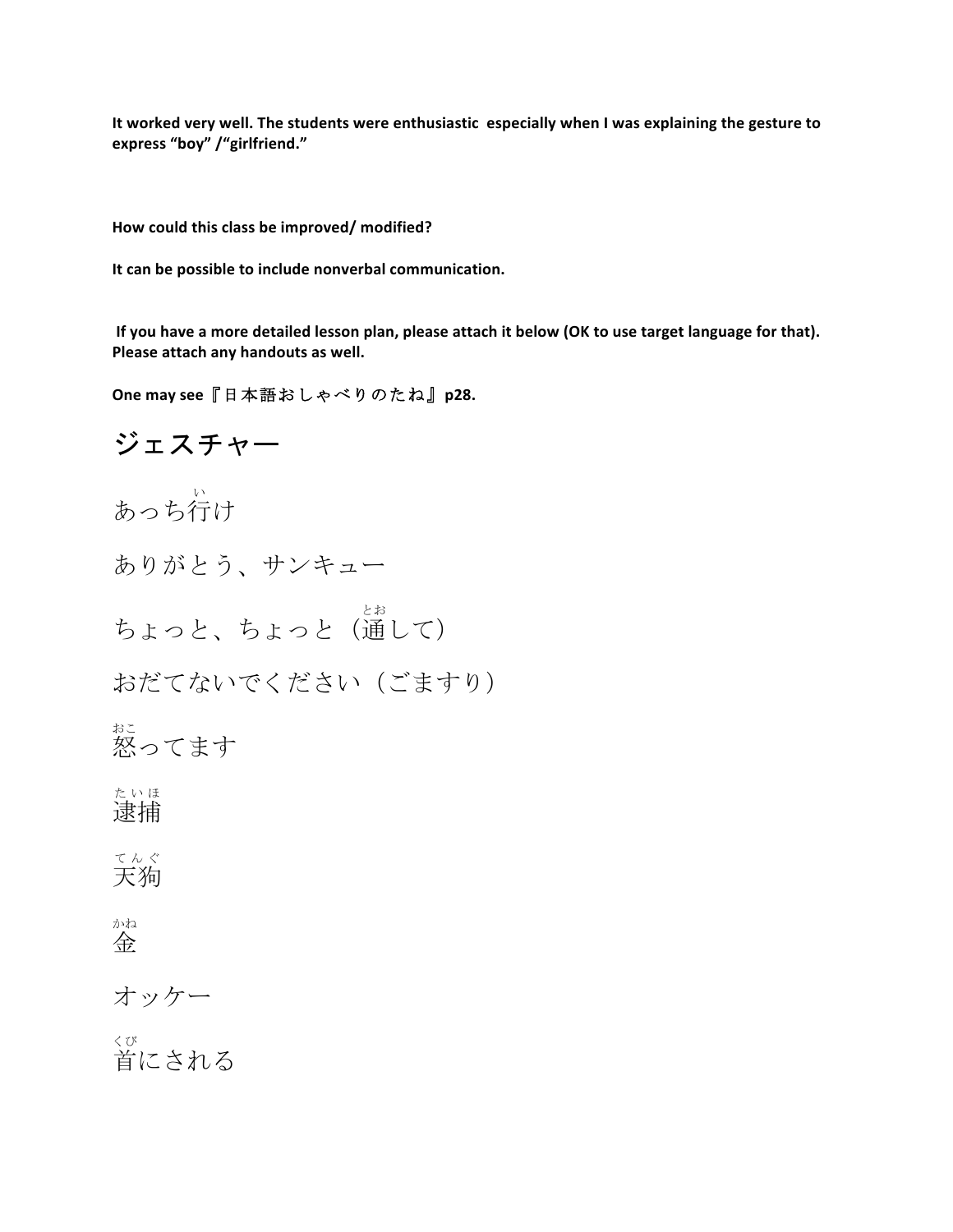**It worked very well. The students were enthusiastic especially when I was explaining the gesture to express "boy" /"girlfriend."**

**How could this class be improved/ modified?**

**It can be possible to include nonverbal communication.**

**If you have a more detailed lesson plan, please attach it below (OK to use target language for that). Please attach any handouts as well.**

**One may see『日本語おしゃべりのたね』p28.**

# ジェスチャー

あっち<ruby>行<rt>い</rt></ruby>け

ありがとう、サンキュー

ちょっと、ちょっと（<ruby>通<rt>とお</rt></ruby>して）

おだてないでください（ごますり）

<ruby>怒<rt>おこ</rt></ruby>ってます

<ruby>逮捕<rt>たいほ</rt></ruby>

<ruby>天狗<rt>てんぐ</rt></ruby>

<ruby>金<rt>かね</rt></ruby>

オッケー

<ruby>首<rt>くび</rt></ruby>にされる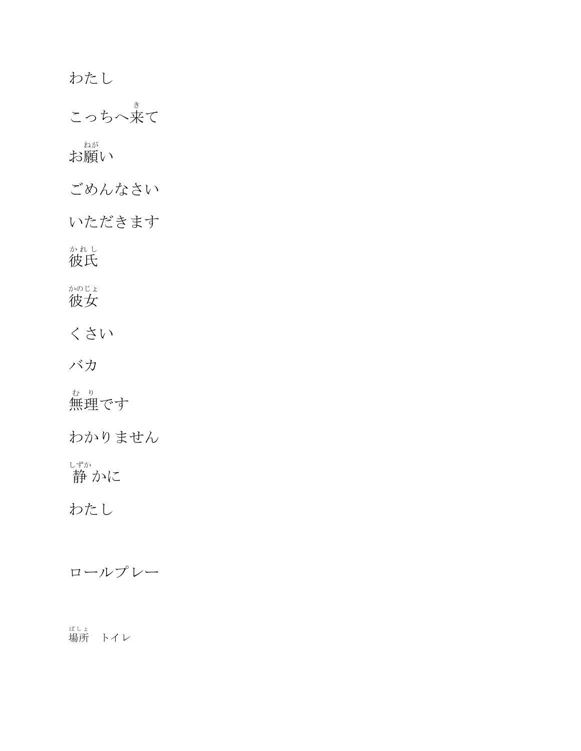わたし

こっちへ来(き)て

お願(ねが)い

ごめんなさい

いただきます

彼氏(かれし)

彼女(かのじょ)

くさい

バカ

無理(むり)です

わかりません

静(しず)かに

わたし

ロールプレー

場所(ばしょ)　トイレ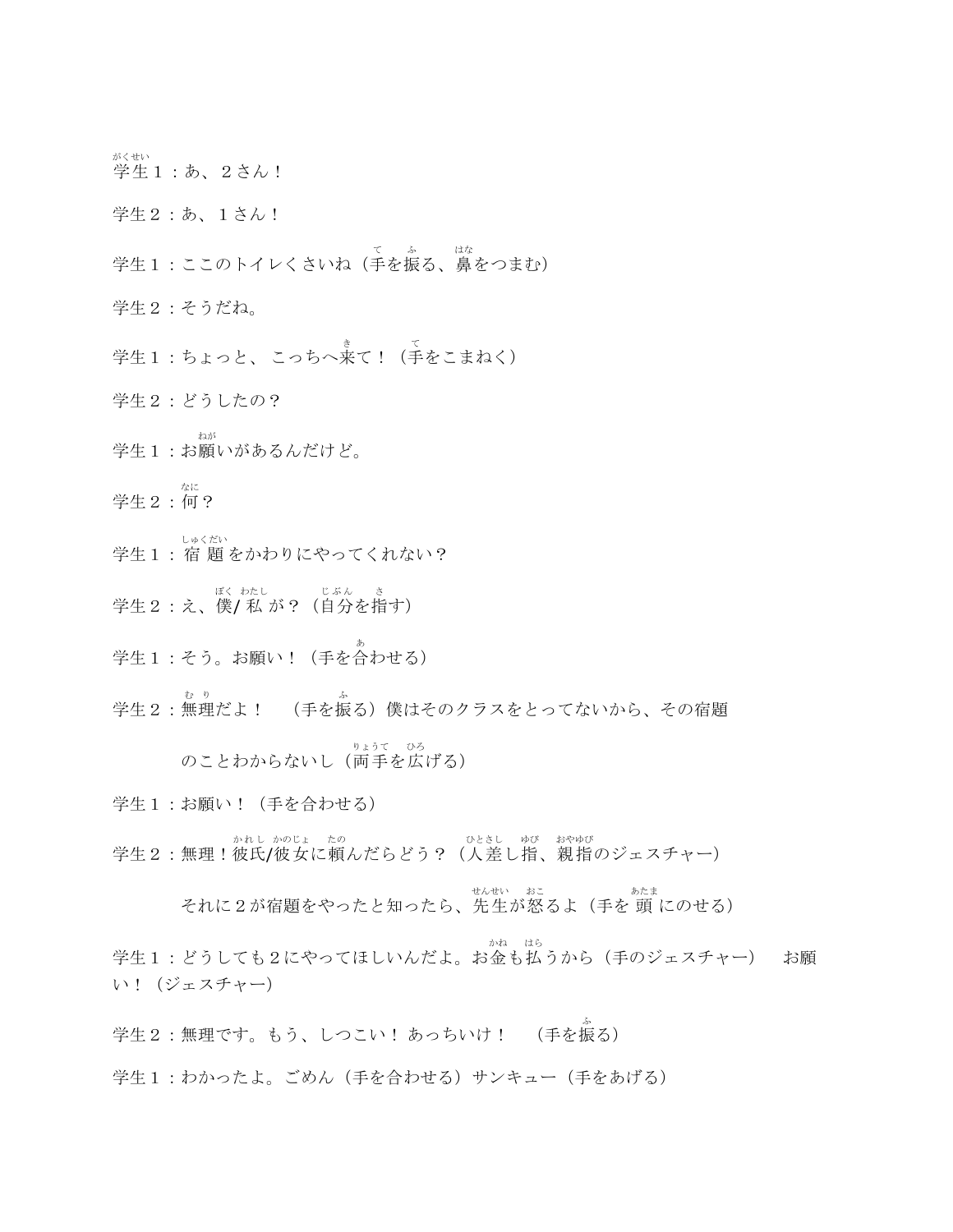学生１：あ、２さん！

学生２：あ、１さん！

学生１：ここのトイレくさいね（手を振る、鼻をつまむ）

学生２：そうだね。

学生１：ちょっと、こっちへ来て！（手をこまねく）

学生２：どうしたの？

学生１：お願いがあるんだけど。

学生２：何？

学生１：宿題をかわりにやってくれない？

学生２：え、僕/私が？（自分を指す）

学生１：そう。お願い！（手を合わせる）

学生２：無理だよ！　（手を振る）僕はそのクラスをとってないから、その宿題のことわからないし（両手を広げる）

学生１：お願い！（手を合わせる）

学生２：無理！彼氏/彼女に頼んだらどう？（人差し指、親指のジェスチャー）
それに２が宿題をやったと知ったら、先生が怒るよ（手を頭にのせる）

学生１：どうしても２にやってほしいんだよ。お金も払うから（手のジェスチャー）　お願い！（ジェスチャー）

学生２：無理です。もう、しつこい！あっちいけ！　（手を振る）

学生１：わかったよ。ごめん（手を合わせる）サンキュー（手をあげる）